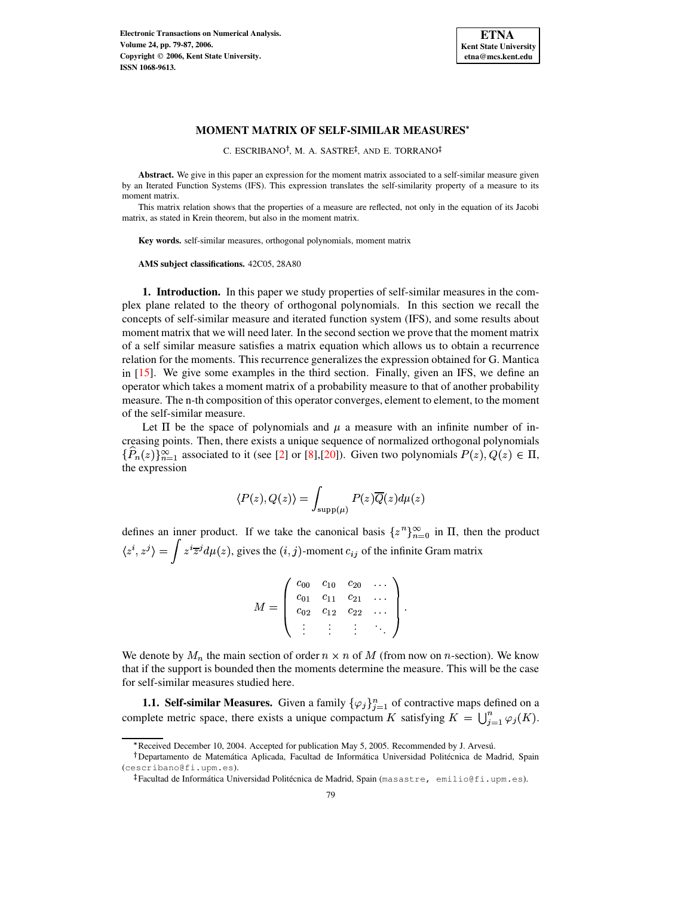# MOMENT MATRIX OF SELF-SIMILAR MEASURES*

C. ESCRIBANO[†], M. A. SASTRE[‡], AND E. TORRANO[‡]

**Abstract.** We give in this paper an expression for the moment matrix associated to a self-similar measure given by an Iterated Function Systems (IFS). This expression translates the self-similarity property of a measure to its moment matrix.

This matrix relation shows that the properties of a measure are reflected, not only in the equation of its Jacobi matrix, as stated in Krein theorem, but also in the moment matrix.

**Key words.** self-similar measures, orthogonal polynomials, moment matrix

**AMS subject classifications.** 42C05, 28A80

## 1. Introduction.

In this paper we study properties of self-similar measures in the complex plane related to the theory of orthogonal polynomials. In this section we recall the concepts of self-similar measure and iterated function system (IFS), and some results about moment matrix that we will need later. In the second section we prove that the moment matrix of a self similar measure satisfies a matrix equation which allows us to obtain a recurrence relation for the moments. This recurrence generalizes the expression obtained for G. Mantica in [15]. We give some examples in the third section. Finally, given an IFS, we define an operator which takes a moment matrix of a probability measure to that of another probability measure. The n-th composition of this operator converges, element to element, to the moment of the self-similar measure.

Let $\Pi$ be the space of polynomials and $\mu$ a measure with an infinite number of increasing points. Then, there exists a unique sequence of normalized orthogonal polynomials $\{\widehat{P}_n(z)\}_{n=1}^{\infty}$ associated to it (see [2] or [8],[20]). Given two polynomials $P(z), Q(z) \in \Pi$, the expression

$$\langle P(z), Q(z) \rangle = \int_{\mathrm{supp}(\mu)} P(z)\overline{Q}(z) d\mu(z)$$

defines an inner product. If we take the canonical basis $\{z^n\}_{n=0}^{\infty}$ in $\Pi$, then the product $\langle z^i, z^j \rangle = \displaystyle\int z^i \overline{z}^j d\mu(z)$, gives the $(i,j)$-moment $c_{ij}$ of the infinite Gram matrix

$$M = \begin{pmatrix} c_{00} & c_{10} & c_{20} & \dots \\ c_{01} & c_{11} & c_{21} & \dots \\ c_{02} & c_{12} & c_{22} & \dots \\ \vdots & \vdots & \vdots & \ddots \end{pmatrix}.$$

We denote by $M_n$ the main section of order $n \times n$ of $M$ (from now on $n$-section). We know that if the support is bounded then the moments determine the measure. This will be the case for self-similar measures studied here.

### 1.1. Self-similar Measures.

Given a family $\{\varphi_j\}_{j=1}^{n}$ of contractive maps defined on a complete metric space, there exists a unique compactum $K$ satisfying $K = \bigcup_{j=1}^{n} \varphi_j(K)$.

---

*Received December 10, 2004. Accepted for publication May 5, 2005. Recommended by J. Arvesú.

[†]Departamento de Matemática Aplicada, Facultad de Informática Universidad Politécnica de Madrid, Spain (cescribano@fi.upm.es).

[‡]Facultad de Informática Universidad Politécnica de Madrid, Spain (masastre, emilio@fi.upm.es).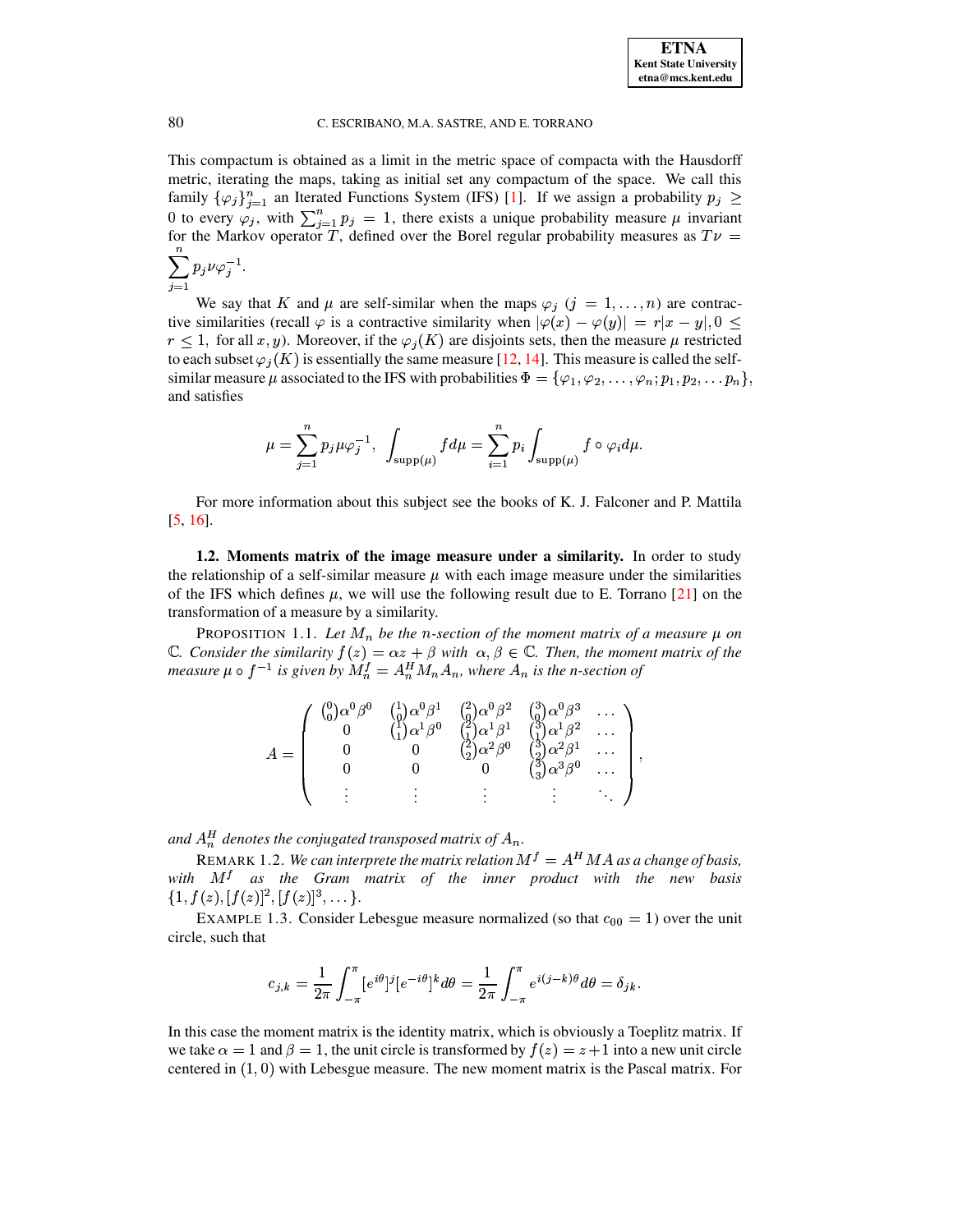This compactum is obtained as a limit in the metric space of compacta with the Hausdorff metric, iterating the maps, taking as initial set any compactum of the space. We call this family $\{\varphi_j\}_{j=1}^n$ an Iterated Functions System (IFS) [1]. If we assign a probability $p_j \geq 0$ to every $\varphi_j$, with $\sum_{j=1}^n p_j = 1$, there exists a unique probability measure $\mu$ invariant for the Markov operator $T$, defined over the Borel regular probability measures as $T\nu = \sum_{j=1}^n p_j \nu \varphi_j^{-1}$.

We say that $K$ and $\mu$ are self-similar when the maps $\varphi_j$ $(j = 1, \ldots, n)$ are contractive similarities (recall $\varphi$ is a contractive similarity when $|\varphi(x) - \varphi(y)| = r|x-y|, 0 \leq r \leq 1,$ for all $x, y$). Moreover, if the $\varphi_j(K)$ are disjoints sets, then the measure $\mu$ restricted to each subset $\varphi_j(K)$ is essentially the same measure [12, 14]. This measure is called the self-similar measure $\mu$ associated to the IFS with probabilities $\Phi = \{\varphi_1, \varphi_2, \ldots, \varphi_n; p_1, p_2, \ldots p_n\}$, and satisfies

$$\mu = \sum_{j=1}^n p_j \mu \varphi_j^{-1}, \ \int_{\mathrm{supp}(\mu)} f d\mu = \sum_{i=1}^n p_i \int_{\mathrm{supp}(\mu)} f \circ \varphi_i d\mu.$$

For more information about this subject see the books of K. J. Falconer and P. Mattila [5, 16].

**1.2. Moments matrix of the image measure under a similarity.** In order to study the relationship of a self-similar measure $\mu$ with each image measure under the similarities of the IFS which defines $\mu$, we will use the following result due to E. Torrano [21] on the transformation of a measure by a similarity.

PROPOSITION 1.1. *Let $M_n$ be the $n$-section of the moment matrix of a measure $\mu$ on $\mathbb{C}$. Consider the similarity $f(z) = \alpha z + \beta$ with $\alpha, \beta \in \mathbb{C}$. Then, the moment matrix of the measure $\mu \circ f^{-1}$ is given by $M_n^f = A_n^H M_n A_n$, where $A_n$ is the $n$-section of*

$$A = \begin{pmatrix} \binom{0}{0}\alpha^0\beta^0 & \binom{1}{0}\alpha^0\beta^1 & \binom{2}{0}\alpha^0\beta^2 & \binom{3}{0}\alpha^0\beta^3 & \ldots \\ 0 & \binom{1}{1}\alpha^1\beta^0 & \binom{2}{1}\alpha^1\beta^1 & \binom{3}{1}\alpha^1\beta^2 & \ldots \\ 0 & 0 & \binom{2}{2}\alpha^2\beta^0 & \binom{3}{2}\alpha^2\beta^1 & \ldots \\ 0 & 0 & 0 & \binom{3}{3}\alpha^3\beta^0 & \ldots \\ \vdots & \vdots & \vdots & \vdots & \ddots \end{pmatrix},$$

*and $A_n^H$ denotes the conjugated transposed matrix of $A_n$.*

REMARK 1.2. *We can interprete the matrix relation $M^f = A^H M A$ as a change of basis, with $M^f$ as the Gram matrix of the inner product with the new basis $\{1, f(z), [f(z)]^2, [f(z)]^3, \ldots\}$.*

EXAMPLE 1.3. Consider Lebesgue measure normalized (so that $c_{00} = 1$) over the unit circle, such that

$$c_{j,k} = \frac{1}{2\pi} \int_{-\pi}^{\pi} [e^{i\theta}]^j [e^{-i\theta}]^k d\theta = \frac{1}{2\pi} \int_{-\pi}^{\pi} e^{i(j-k)\theta} d\theta = \delta_{jk}.$$

In this case the moment matrix is the identity matrix, which is obviously a Toeplitz matrix. If we take $\alpha = 1$ and $\beta = 1$, the unit circle is transformed by $f(z) = z+1$ into a new unit circle centered in $(1, 0)$ with Lebesgue measure. The new moment matrix is the Pascal matrix. For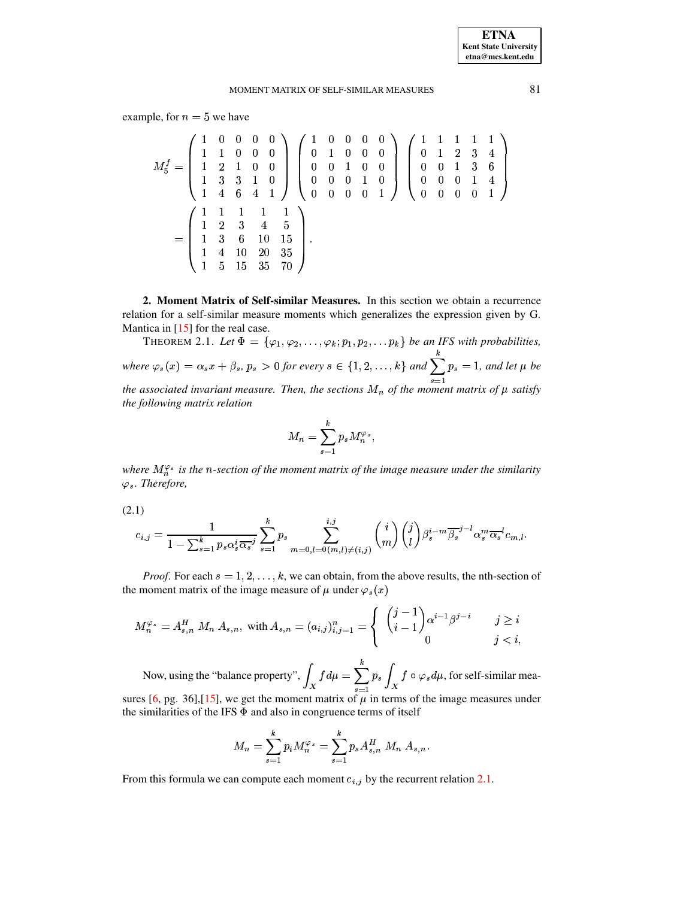example, for $n = 5$ we have

$$M_5^f = \begin{pmatrix} 1 & 0 & 0 & 0 & 0 \\ 1 & 1 & 0 & 0 & 0 \\ 1 & 2 & 1 & 0 & 0 \\ 1 & 3 & 3 & 1 & 0 \\ 1 & 4 & 6 & 4 & 1 \end{pmatrix} \begin{pmatrix} 1 & 0 & 0 & 0 & 0 \\ 0 & 1 & 0 & 0 & 0 \\ 0 & 0 & 1 & 0 & 0 \\ 0 & 0 & 0 & 1 & 0 \\ 0 & 0 & 0 & 0 & 1 \end{pmatrix} \begin{pmatrix} 1 & 1 & 1 & 1 & 1 \\ 0 & 1 & 2 & 3 & 4 \\ 0 & 0 & 1 & 3 & 6 \\ 0 & 0 & 0 & 1 & 4 \\ 0 & 0 & 0 & 0 & 1 \end{pmatrix}$$

$$= \begin{pmatrix} 1 & 1 & 1 & 1 & 1 \\ 1 & 2 & 3 & 4 & 5 \\ 1 & 3 & 6 & 10 & 15 \\ 1 & 4 & 10 & 20 & 35 \\ 1 & 5 & 15 & 35 & 70 \end{pmatrix}.$$

## 2. Moment Matrix of Self-similar Measures.

In this section we obtain a recurrence relation for a self-similar measure moments which generalizes the expression given by G. Mantica in [15] for the real case.

THEOREM 2.1. *Let $\Phi = \{\varphi_1, \varphi_2, \ldots, \varphi_k; p_1, p_2, \ldots p_k\}$ be an IFS with probabilities, where $\varphi_s(x) = \alpha_s x + \beta_s$, $p_s > 0$ for every $s \in \{1, 2, \ldots, k\}$ and $\sum_{s=1}^{k} p_s = 1$, and let $\mu$ be the associated invariant measure. Then, the sections $M_n$ of the moment matrix of $\mu$ satisfy the following matrix relation*

$$M_n = \sum_{s=1}^{k} p_s M_n^{\varphi_s},$$

*where $M_n^{\varphi_s}$ is the $n$-section of the moment matrix of the image measure under the similarity $\varphi_s$. Therefore,*

(2.1)
$$c_{i,j} = \frac{1}{1 - \sum_{s=1}^{k} p_s \alpha_s^i \overline{\alpha_s}^j} \sum_{s=1}^{k} p_s \sum_{m=0, l=0 (m,l) \neq (i,j)}^{i,j} \binom{i}{m} \binom{j}{l} \beta_s^{i-m} \overline{\beta_s}^{j-l} \alpha_s^m \overline{\alpha_s}^l c_{m,l}.$$

*Proof*. For each $s = 1, 2, \ldots, k$, we can obtain, from the above results, the nth-section of the moment matrix of the image measure of $\mu$ under $\varphi_s(x)$

$$M_n^{\varphi_s} = A_{s,n}^H \; M_n \; A_{s,n}, \text{ with } A_{s,n} = (a_{i,j})_{i,j=1}^n = \begin{cases} \binom{j-1}{i-1} \alpha^{i-1} \beta^{j-i} & j \geq i \\ 0 & j < i, \end{cases}$$

Now, using the "balance property", $\int_X f d\mu = \sum_{s=1}^{k} p_s \int_X f \circ \varphi_s d\mu$, for self-similar measures [6, pg. 36],[15], we get the moment matrix of $\mu$ in terms of the image measures under the similarities of the IFS $\Phi$ and also in congruence terms of itself

$$M_n = \sum_{s=1}^{k} p_i M_n^{\varphi_s} = \sum_{s=1}^{k} p_s A_{s,n}^H \; M_n \; A_{s,n}.$$

From this formula we can compute each moment $c_{i,j}$ by the recurrent relation 2.1.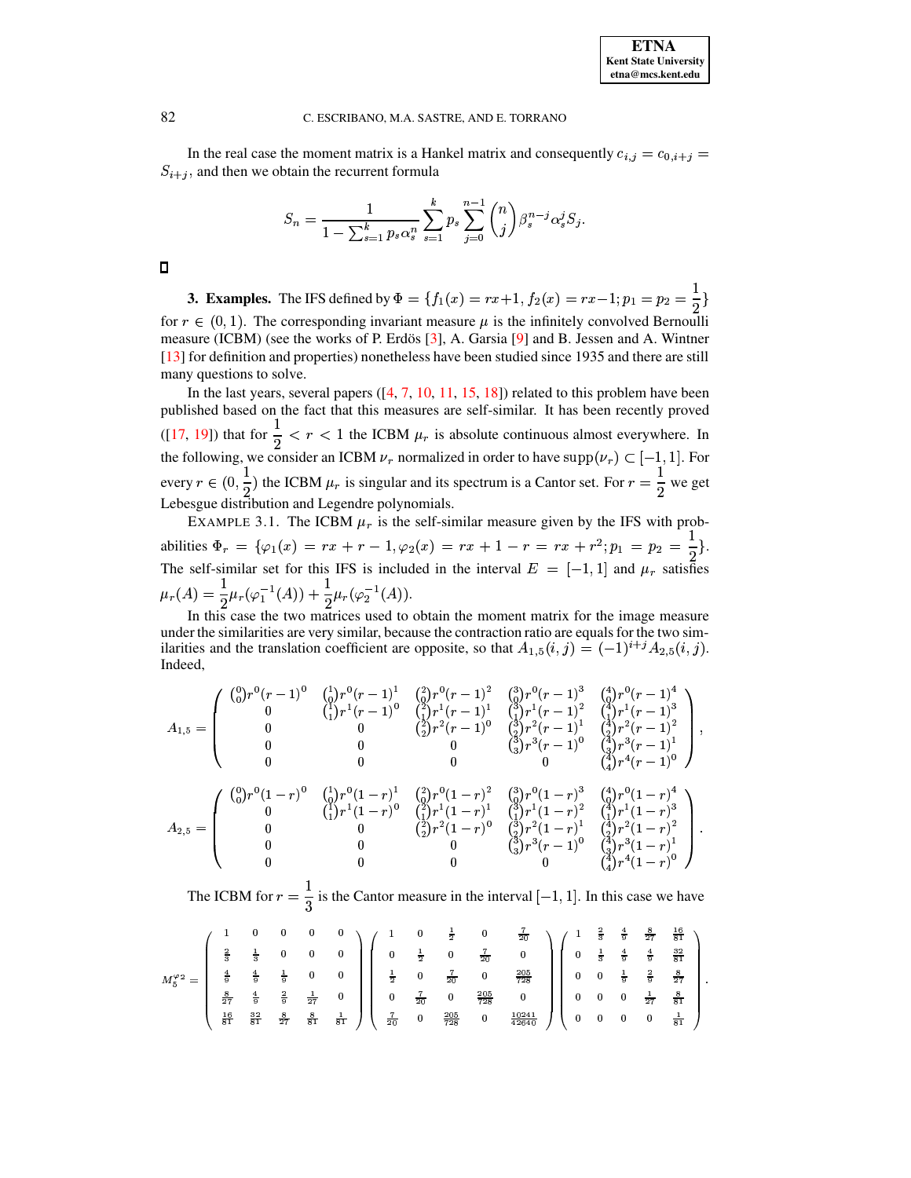In the real case the moment matrix is a Hankel matrix and consequently $c_{i,j} = c_{0,i+j} = S_{i+j}$, and then we obtain the recurrent formula

$$S_n = \frac{1}{1 - \sum_{s=1}^{k} p_s \alpha_s^n} \sum_{s=1}^{k} p_s \sum_{j=0}^{n-1} \binom{n}{j} \beta_s^{n-j} \alpha_s^j S_j.$$

□

**3. Examples.** The IFS defined by $\Phi = \{f_1(x) = rx+1, f_2(x) = rx-1; p_1 = p_2 = \frac{1}{2}\}$ for $r \in (0,1)$. The corresponding invariant measure $\mu$ is the infinitely convolved Bernoulli measure (ICBM) (see the works of P. Erdös [3], A. Garsia [9] and B. Jessen and A. Wintner [13] for definition and properties) nonetheless have been studied since 1935 and there are still many questions to solve.

In the last years, several papers ([4, 7, 10, 11, 15, 18]) related to this problem have been published based on the fact that this measures are self-similar. It has been recently proved ([17, 19]) that for $\frac{1}{2} < r < 1$ the ICBM $\mu_r$ is absolute continuous almost everywhere. In the following, we consider an ICBM $\nu_r$ normalized in order to have $\operatorname{supp}(\nu_r) \subset [-1,1]$. For every $r \in (0, \frac{1}{2})$ the ICBM $\mu_r$ is singular and its spectrum is a Cantor set. For $r = \frac{1}{2}$ we get Lebesgue distribution and Legendre polynomials.

EXAMPLE 3.1. The ICBM $\mu_r$ is the self-similar measure given by the IFS with probabilities $\Phi_r = \{\varphi_1(x) = rx + r - 1, \varphi_2(x) = rx + 1 - r = rx + r^2; p_1 = p_2 = \frac{1}{2}\}$. The self-similar set for this IFS is included in the interval $E = [-1,1]$ and $\mu_r$ satisfies $\mu_r(A) = \frac{1}{2}\mu_r(\varphi_1^{-1}(A)) + \frac{1}{2}\mu_r(\varphi_2^{-1}(A))$.

In this case the two matrices used to obtain the moment matrix for the image measure under the similarities are very similar, because the contraction ratio are equals for the two similarities and the translation coefficient are opposite, so that $A_{1,5}(i,j) = (-1)^{i+j} A_{2,5}(i,j)$. Indeed,

$$A_{1,5} = \begin{pmatrix} \binom{0}{0}r^0(r-1)^0 & \binom{1}{0}r^0(r-1)^1 & \binom{2}{0}r^0(r-1)^2 & \binom{3}{0}r^0(r-1)^3 & \binom{4}{0}r^0(r-1)^4 \\ 0 & \binom{1}{1}r^1(r-1)^0 & \binom{2}{1}r^1(r-1)^1 & \binom{3}{1}r^1(r-1)^2 & \binom{4}{1}r^1(r-1)^3 \\ 0 & 0 & \binom{2}{2}r^2(r-1)^0 & \binom{3}{2}r^2(r-1)^1 & \binom{4}{2}r^2(r-1)^2 \\ 0 & 0 & 0 & \binom{3}{3}r^3(r-1)^0 & \binom{4}{3}r^3(r-1)^1 \\ 0 & 0 & 0 & 0 & \binom{4}{4}r^4(r-1)^0 \end{pmatrix},$$

$$A_{2,5} = \begin{pmatrix} \binom{0}{0}r^0(1-r)^0 & \binom{1}{0}r^0(1-r)^1 & \binom{2}{0}r^0(1-r)^2 & \binom{3}{0}r^0(1-r)^3 & \binom{4}{0}r^0(1-r)^4 \\ 0 & \binom{1}{1}r^1(1-r)^0 & \binom{2}{1}r^1(1-r)^1 & \binom{3}{1}r^1(1-r)^2 & \binom{4}{1}r^1(1-r)^3 \\ 0 & 0 & \binom{2}{2}r^2(1-r)^0 & \binom{3}{2}r^2(1-r)^1 & \binom{4}{2}r^2(1-r)^2 \\ 0 & 0 & 0 & \binom{3}{3}r^3(r-1)^0 & \binom{4}{3}r^3(1-r)^1 \\ 0 & 0 & 0 & 0 & \binom{4}{4}r^4(1-r)^0 \end{pmatrix}.$$

The ICBM for $r = \frac{1}{3}$ is the Cantor measure in the interval $[-1,1]$. In this case we have

$$M_5^{\varphi_2} = \begin{pmatrix} 1 & 0 & 0 & 0 & 0 \\ \frac{2}{3} & \frac{1}{3} & 0 & 0 & 0 \\ \frac{4}{9} & \frac{4}{9} & \frac{1}{9} & 0 & 0 \\ \frac{8}{27} & \frac{4}{9} & \frac{2}{9} & \frac{1}{27} & 0 \\ \frac{16}{81} & \frac{32}{81} & \frac{8}{27} & \frac{8}{81} & \frac{1}{81} \end{pmatrix} \begin{pmatrix} 1 & 0 & \frac{1}{2} & 0 & \frac{7}{20} \\ 0 & \frac{1}{2} & 0 & \frac{7}{20} & 0 \\ \frac{1}{2} & 0 & \frac{7}{20} & 0 & \frac{205}{728} \\ 0 & \frac{7}{20} & 0 & \frac{205}{728} & 0 \\ \frac{7}{20} & 0 & \frac{205}{728} & 0 & \frac{10241}{42640} \end{pmatrix} \begin{pmatrix} 1 & \frac{2}{3} & \frac{4}{9} & \frac{8}{27} & \frac{16}{81} \\ 0 & \frac{1}{3} & \frac{4}{9} & \frac{4}{9} & \frac{32}{81} \\ 0 & 0 & \frac{1}{9} & \frac{2}{9} & \frac{8}{27} \\ 0 & 0 & 0 & \frac{1}{27} & \frac{8}{81} \\ 0 & 0 & 0 & 0 & \frac{1}{81} \end{pmatrix}.$$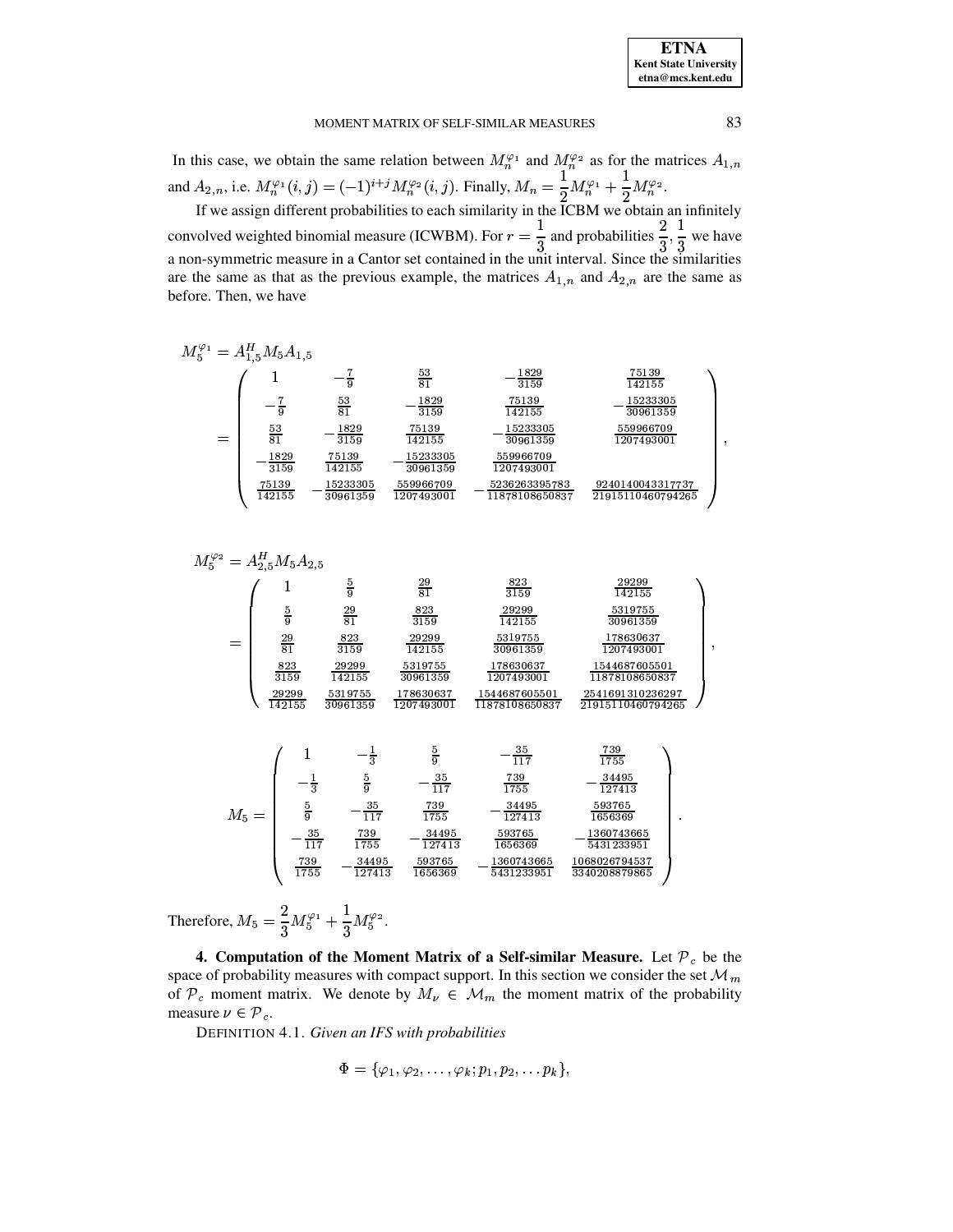In this case, we obtain the same relation between $M_n^{\varphi_1}$ and $M_n^{\varphi_2}$ as for the matrices $A_{1,n}$ and $A_{2,n}$, i.e. $M_n^{\varphi_1}(i,j) = (-1)^{i+j} M_n^{\varphi_2}(i,j)$. Finally, $M_n = \dfrac{1}{2} M_n^{\varphi_1} + \dfrac{1}{2} M_n^{\varphi_2}$.

If we assign different probabilities to each similarity in the ICBM we obtain an infinitely convolved weighted binomial measure (ICWBM). For $r = \dfrac{1}{3}$ and probabilities $\dfrac{2}{3}, \dfrac{1}{3}$ we have a non-symmetric measure in a Cantor set contained in the unit interval. Since the similarities are the same as that as the previous example, the matrices $A_{1,n}$ and $A_{2,n}$ are the same as before. Then, we have

$$
M_5^{\varphi_1} = A_{1,5}^H M_5 A_{1,5}
$$
$$
= \begin{pmatrix}
1 & -\frac{7}{9} & \frac{53}{81} & -\frac{1829}{3159} & \frac{75139}{142155} \\
-\frac{7}{9} & \frac{53}{81} & -\frac{1829}{3159} & \frac{75139}{142155} & -\frac{15233305}{30961359} \\
\frac{53}{81} & -\frac{1829}{3159} & \frac{75139}{142155} & -\frac{15233305}{30961359} & \frac{559966709}{1207493001} \\
-\frac{1829}{3159} & \frac{75139}{142155} & -\frac{15233305}{30961359} & \frac{559966709}{1207493001} & \\
\frac{75139}{142155} & -\frac{15233305}{30961359} & \frac{559966709}{1207493001} & -\frac{5236263395783}{11878108650837} & \frac{9240140043317737}{21915110460794265}
\end{pmatrix},
$$

$$
M_5^{\varphi_2} = A_{2,5}^H M_5 A_{2,5}
$$
$$
= \begin{pmatrix}
1 & \frac{5}{9} & \frac{29}{81} & \frac{823}{3159} & \frac{29299}{142155} \\
\frac{5}{9} & \frac{29}{81} & \frac{823}{3159} & \frac{29299}{142155} & \frac{5319755}{30961359} \\
\frac{29}{81} & \frac{823}{3159} & \frac{29299}{142155} & \frac{5319755}{30961359} & \frac{178630637}{1207493001} \\
\frac{823}{3159} & \frac{29299}{142155} & \frac{5319755}{30961359} & \frac{178630637}{1207493001} & \frac{1544687605501}{11878108650837} \\
\frac{29299}{142155} & \frac{5319755}{30961359} & \frac{178630637}{1207493001} & \frac{1544687605501}{11878108650837} & \frac{2541691310236297}{21915110460794265}
\end{pmatrix},
$$

$$
M_5 = \begin{pmatrix}
1 & -\frac{1}{3} & \frac{5}{9} & -\frac{35}{117} & \frac{739}{1755} \\
-\frac{1}{3} & \frac{5}{9} & -\frac{35}{117} & \frac{739}{1755} & -\frac{34495}{127413} \\
\frac{5}{9} & -\frac{35}{117} & \frac{739}{1755} & -\frac{34495}{127413} & \frac{593765}{1656369} \\
-\frac{35}{117} & \frac{739}{1755} & -\frac{34495}{127413} & \frac{593765}{1656369} & -\frac{1360743665}{5431233951} \\
\frac{739}{1755} & -\frac{34495}{127413} & \frac{593765}{1656369} & -\frac{1360743665}{5431233951} & \frac{1068026794537}{3340208879865}
\end{pmatrix}.
$$

Therefore, $M_5 = \dfrac{2}{3} M_5^{\varphi_1} + \dfrac{1}{3} M_5^{\varphi_2}$.

**4. Computation of the Moment Matrix of a Self-similar Measure.** Let $\mathcal{P}_c$ be the space of probability measures with compact support. In this section we consider the set $\mathcal{M}_m$ of $\mathcal{P}_c$ moment matrix. We denote by $M_\nu \in \mathcal{M}_m$ the moment matrix of the probability measure $\nu \in \mathcal{P}_c$.

DEFINITION 4.1. *Given an IFS with probabilities*

$$
\Phi = \{\varphi_1, \varphi_2, \ldots, \varphi_k; p_1, p_2, \ldots p_k\},
$$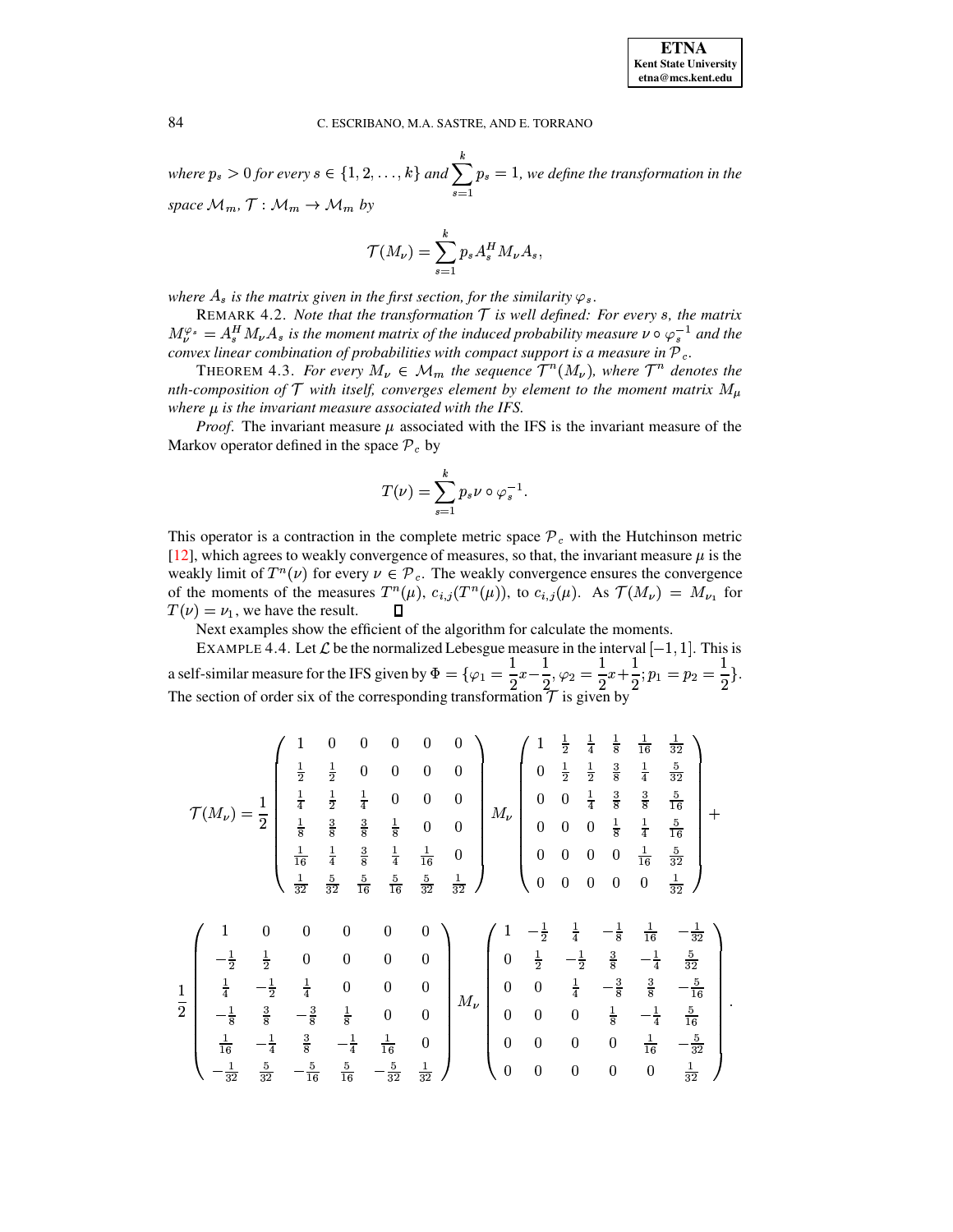*where $p_s > 0$ for every $s \in \{1, 2, \ldots, k\}$ and $\sum_{s=1}^{k} p_s = 1$, we define the transformation in the space $\mathcal{M}_m$, $\mathcal{T} : \mathcal{M}_m \to \mathcal{M}_m$ by*

$$\mathcal{T}(M_\nu) = \sum_{s=1}^{k} p_s A_s^H M_\nu A_s,$$

*where $A_s$ is the matrix given in the first section, for the similarity $\varphi_s$.*

REMARK 4.2. *Note that the transformation $\mathcal{T}$ is well defined: For every $s$, the matrix $M_\nu^{\varphi_s} = A_s^H M_\nu A_s$ is the moment matrix of the induced probability measure $\nu \circ \varphi_s^{-1}$ and the convex linear combination of probabilities with compact support is a measure in $\mathcal{P}_c$.*

THEOREM 4.3. *For every $M_\nu \in \mathcal{M}_m$ the sequence $\mathcal{T}^n(M_\nu)$, where $\mathcal{T}^n$ denotes the nth-composition of $\mathcal{T}$ with itself, converges element by element to the moment matrix $M_\mu$ where $\mu$ is the invariant measure associated with the IFS.*

*Proof.* The invariant measure $\mu$ associated with the IFS is the invariant measure of the Markov operator defined in the space $\mathcal{P}_c$ by

$$T(\nu) = \sum_{s=1}^{k} p_s \nu \circ \varphi_s^{-1}.$$

This operator is a contraction in the complete metric space $\mathcal{P}_c$ with the Hutchinson metric [12], which agrees to weakly convergence of measures, so that, the invariant measure $\mu$ is the weakly limit of $T^n(\nu)$ for every $\nu \in \mathcal{P}_c$. The weakly convergence ensures the convergence of the moments of the measures $T^n(\mu)$, $c_{i,j}(T^n(\mu))$, to $c_{i,j}(\mu)$. As $\mathcal{T}(M_\nu) = M_{\nu_1}$ for $T(\nu) = \nu_1$, we have the result. ∎

Next examples show the efficient of the algorithm for calculate the moments.

EXAMPLE 4.4. Let $\mathcal{L}$ be the normalized Lebesgue measure in the interval $[-1, 1]$. This is a self-similar measure for the IFS given by $\Phi = \{\varphi_1 = \frac{1}{2}x - \frac{1}{2}, \varphi_2 = \frac{1}{2}x + \frac{1}{2}; p_1 = p_2 = \frac{1}{2}\}$. The section of order six of the corresponding transformation $\mathcal{T}$ is given by

$$\mathcal{T}(M_\nu) = \frac{1}{2}\begin{pmatrix} 1 & 0 & 0 & 0 & 0 & 0 \\ \frac{1}{2} & \frac{1}{2} & 0 & 0 & 0 & 0 \\ \frac{1}{4} & \frac{1}{2} & \frac{1}{4} & 0 & 0 & 0 \\ \frac{1}{8} & \frac{3}{8} & \frac{3}{8} & \frac{1}{8} & 0 & 0 \\ \frac{1}{16} & \frac{1}{4} & \frac{3}{8} & \frac{1}{4} & \frac{1}{16} & 0 \\ \frac{1}{32} & \frac{5}{32} & \frac{5}{16} & \frac{5}{16} & \frac{5}{32} & \frac{1}{32} \end{pmatrix} M_\nu \begin{pmatrix} 1 & \frac{1}{2} & \frac{1}{4} & \frac{1}{8} & \frac{1}{16} & \frac{1}{32} \\ 0 & \frac{1}{2} & \frac{1}{2} & \frac{3}{8} & \frac{1}{4} & \frac{5}{32} \\ 0 & 0 & \frac{1}{4} & \frac{3}{8} & \frac{3}{8} & \frac{5}{16} \\ 0 & 0 & 0 & \frac{1}{8} & \frac{1}{4} & \frac{5}{16} \\ 0 & 0 & 0 & 0 & \frac{1}{16} & \frac{5}{32} \\ 0 & 0 & 0 & 0 & 0 & \frac{1}{32} \end{pmatrix} +$$

$$\frac{1}{2}\begin{pmatrix} 1 & 0 & 0 & 0 & 0 & 0 \\ -\frac{1}{2} & \frac{1}{2} & 0 & 0 & 0 & 0 \\ \frac{1}{4} & -\frac{1}{2} & \frac{1}{4} & 0 & 0 & 0 \\ -\frac{1}{8} & \frac{3}{8} & -\frac{3}{8} & \frac{1}{8} & 0 & 0 \\ \frac{1}{16} & -\frac{1}{4} & \frac{3}{8} & -\frac{1}{4} & \frac{1}{16} & 0 \\ -\frac{1}{32} & \frac{5}{32} & -\frac{5}{16} & \frac{5}{16} & -\frac{5}{32} & \frac{1}{32} \end{pmatrix} M_\nu \begin{pmatrix} 1 & -\frac{1}{2} & \frac{1}{4} & -\frac{1}{8} & \frac{1}{16} & -\frac{1}{32} \\ 0 & \frac{1}{2} & -\frac{1}{2} & \frac{3}{8} & -\frac{1}{4} & \frac{5}{32} \\ 0 & 0 & \frac{1}{4} & -\frac{3}{8} & \frac{3}{8} & -\frac{5}{16} \\ 0 & 0 & 0 & \frac{1}{8} & -\frac{1}{4} & \frac{5}{16} \\ 0 & 0 & 0 & 0 & \frac{1}{16} & -\frac{5}{32} \\ 0 & 0 & 0 & 0 & 0 & \frac{1}{32} \end{pmatrix}.$$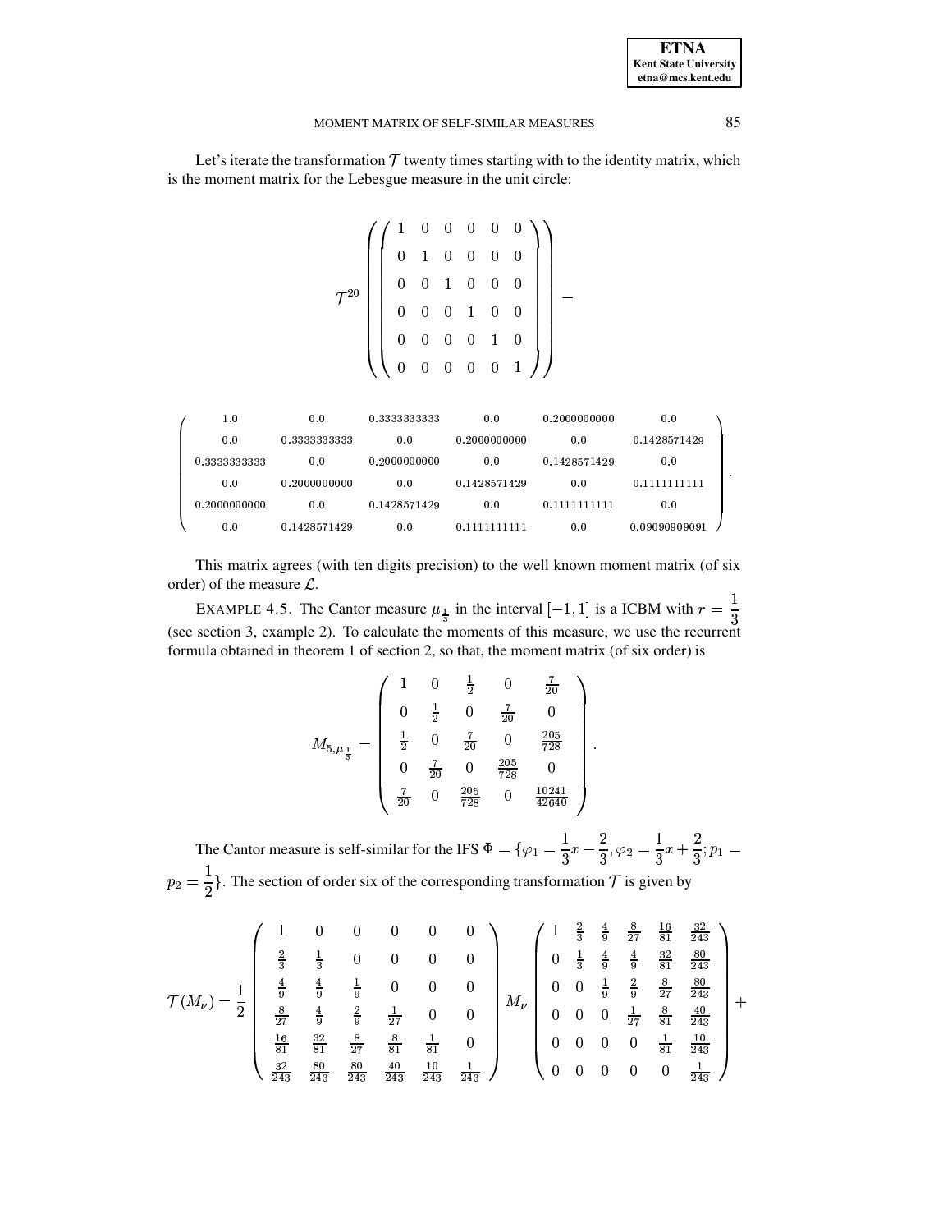Let's iterate the transformation $\mathcal{T}$ twenty times starting with to the identity matrix, which is the moment matrix for the Lebesgue measure in the unit circle:

$$\mathcal{T}^{20}\left(\begin{pmatrix} 1 & 0 & 0 & 0 & 0 & 0 \\ 0 & 1 & 0 & 0 & 0 & 0 \\ 0 & 0 & 1 & 0 & 0 & 0 \\ 0 & 0 & 0 & 1 & 0 & 0 \\ 0 & 0 & 0 & 0 & 1 & 0 \\ 0 & 0 & 0 & 0 & 0 & 1 \end{pmatrix}\right) =$$

$$\begin{pmatrix} 1.0 & 0.0 & 0.3333333333 & 0.0 & 0.2000000000 & 0.0 \\ 0.0 & 0.3333333333 & 0.0 & 0.2000000000 & 0.0 & 0.1428571429 \\ 0.3333333333 & 0.0 & 0.2000000000 & 0.0 & 0.1428571429 & 0.0 \\ 0.0 & 0.2000000000 & 0.0 & 0.1428571429 & 0.0 & 0.1111111111 \\ 0.2000000000 & 0.0 & 0.1428571429 & 0.0 & 0.1111111111 & 0.0 \\ 0.0 & 0.1428571429 & 0.0 & 0.1111111111 & 0.0 & 0.09090909091 \end{pmatrix}.$$

This matrix agrees (with ten digits precision) to the well known moment matrix (of six order) of the measure $\mathcal{L}$.

EXAMPLE 4.5. The Cantor measure $\mu_{\frac{1}{3}}$ in the interval $[-1,1]$ is a ICBM with $r = \dfrac{1}{3}$ (see section 3, example 2). To calculate the moments of this measure, we use the recurrent formula obtained in theorem 1 of section 2, so that, the moment matrix (of six order) is

$$M_{5,\mu_{\frac{1}{3}}} = \begin{pmatrix} 1 & 0 & \frac{1}{2} & 0 & \frac{7}{20} \\ 0 & \frac{1}{2} & 0 & \frac{7}{20} & 0 \\ \frac{1}{2} & 0 & \frac{7}{20} & 0 & \frac{205}{728} \\ 0 & \frac{7}{20} & 0 & \frac{205}{728} & 0 \\ \frac{7}{20} & 0 & \frac{205}{728} & 0 & \frac{10241}{42640} \end{pmatrix}.$$

The Cantor measure is self-similar for the IFS $\Phi = \{\varphi_1 = \dfrac{1}{3}x - \dfrac{2}{3}, \varphi_2 = \dfrac{1}{3}x + \dfrac{2}{3}; p_1 = p_2 = \dfrac{1}{2}\}$. The section of order six of the corresponding transformation $\mathcal{T}$ is given by

$$\mathcal{T}(M_\nu) = \frac{1}{2}\begin{pmatrix} 1 & 0 & 0 & 0 & 0 & 0 \\ \frac{2}{3} & \frac{1}{3} & 0 & 0 & 0 & 0 \\ \frac{4}{9} & \frac{4}{9} & \frac{1}{9} & 0 & 0 & 0 \\ \frac{8}{27} & \frac{4}{9} & \frac{2}{9} & \frac{1}{27} & 0 & 0 \\ \frac{16}{81} & \frac{32}{81} & \frac{8}{27} & \frac{8}{81} & \frac{1}{81} & 0 \\ \frac{32}{243} & \frac{80}{243} & \frac{80}{243} & \frac{40}{243} & \frac{10}{243} & \frac{1}{243} \end{pmatrix} M_\nu \begin{pmatrix} 1 & \frac{2}{3} & \frac{4}{9} & \frac{8}{27} & \frac{16}{81} & \frac{32}{243} \\ 0 & \frac{1}{3} & \frac{4}{9} & \frac{4}{9} & \frac{32}{81} & \frac{80}{243} \\ 0 & 0 & \frac{1}{9} & \frac{2}{9} & \frac{8}{27} & \frac{80}{243} \\ 0 & 0 & 0 & \frac{1}{27} & \frac{8}{81} & \frac{40}{243} \\ 0 & 0 & 0 & 0 & \frac{1}{81} & \frac{10}{243} \\ 0 & 0 & 0 & 0 & 0 & \frac{1}{243} \end{pmatrix} +$$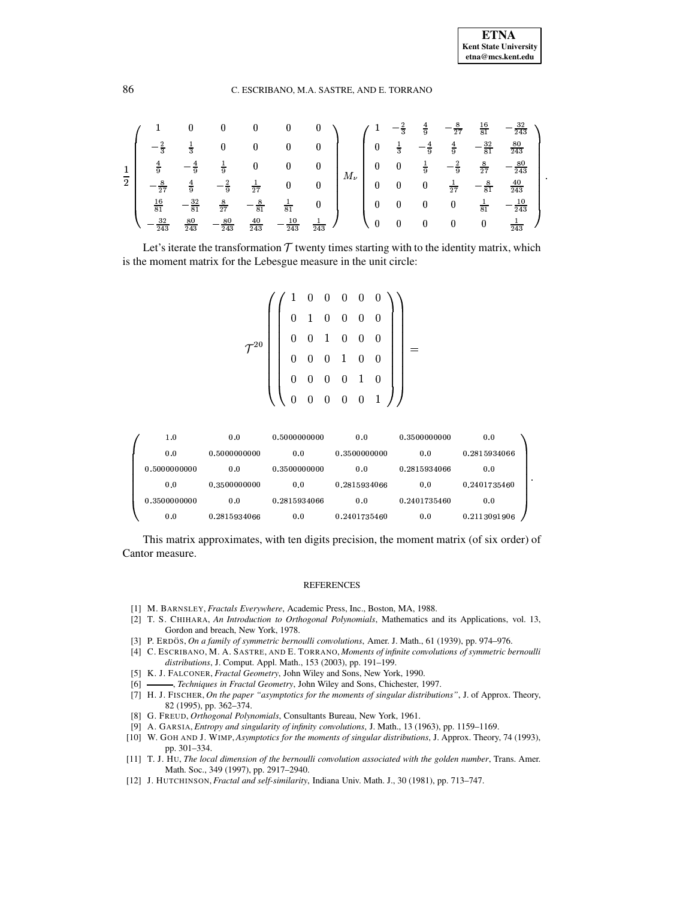$$
\frac{1}{2}\begin{pmatrix} 1 & 0 & 0 & 0 & 0 & 0 \\ -\frac{2}{3} & \frac{1}{3} & 0 & 0 & 0 & 0 \\ \frac{4}{9} & -\frac{4}{9} & \frac{1}{9} & 0 & 0 & 0 \\ -\frac{8}{27} & \frac{4}{9} & -\frac{2}{9} & \frac{1}{27} & 0 & 0 \\ \frac{16}{81} & -\frac{32}{81} & \frac{8}{27} & -\frac{8}{81} & \frac{1}{81} & 0 \\ -\frac{32}{243} & \frac{80}{243} & -\frac{80}{243} & \frac{40}{243} & -\frac{10}{243} & \frac{1}{243} \end{pmatrix} M_\nu \begin{pmatrix} 1 & -\frac{2}{3} & \frac{4}{9} & -\frac{8}{27} & \frac{16}{81} & -\frac{32}{243} \\ 0 & \frac{1}{3} & -\frac{4}{9} & \frac{4}{9} & -\frac{32}{81} & \frac{80}{243} \\ 0 & 0 & \frac{1}{9} & -\frac{2}{9} & \frac{8}{27} & -\frac{80}{243} \\ 0 & 0 & 0 & \frac{1}{27} & -\frac{8}{81} & \frac{40}{243} \\ 0 & 0 & 0 & 0 & \frac{1}{81} & -\frac{10}{243} \\ 0 & 0 & 0 & 0 & 0 & \frac{1}{243} \end{pmatrix}.
$$

Let's iterate the transformation $\mathcal{T}$ twenty times starting with to the identity matrix, which is the moment matrix for the Lebesgue measure in the unit circle:

$$
\mathcal{T}^{20}\left(\begin{pmatrix} 1 & 0 & 0 & 0 & 0 & 0 \\ 0 & 1 & 0 & 0 & 0 & 0 \\ 0 & 0 & 1 & 0 & 0 & 0 \\ 0 & 0 & 0 & 1 & 0 & 0 \\ 0 & 0 & 0 & 0 & 1 & 0 \\ 0 & 0 & 0 & 0 & 0 & 1 \end{pmatrix}\right) =
$$

$$
\begin{pmatrix} 1.0 & 0.0 & 0.5000000000 & 0.0 & 0.3500000000 & 0.0 \\ 0.0 & 0.5000000000 & 0.0 & 0.3500000000 & 0.0 & 0.2815934066 \\ 0.5000000000 & 0.0 & 0.3500000000 & 0.0 & 0.2815934066 & 0.0 \\ 0.0 & 0.3500000000 & 0.0 & 0.2815934066 & 0.0 & 0.2401735460 \\ 0.3500000000 & 0.0 & 0.2815934066 & 0.0 & 0.2401735460 & 0.0 \\ 0.0 & 0.2815934066 & 0.0 & 0.2401735460 & 0.0 & 0.2113091906 \end{pmatrix}.
$$

This matrix approximates, with ten digits precision, the moment matrix (of six order) of Cantor measure.

## REFERENCES

[1] M. Barnsley, *Fractals Everywhere*, Academic Press, Inc., Boston, MA, 1988.

[2] T. S. Chihara, *An Introduction to Orthogonal Polynomials*, Mathematics and its Applications, vol. 13, Gordon and breach, New York, 1978.

[3] P. Erdös, *On a family of symmetric bernoulli convolutions*, Amer. J. Math., 61 (1939), pp. 974–976.

[4] C. Escribano, M. A. Sastre, and E. Torrano, *Moments of infinite convolutions of symmetric bernoulli distributions*, J. Comput. Appl. Math., 153 (2003), pp. 191–199.

[5] K. J. Falconer, *Fractal Geometry*, John Wiley and Sons, New York, 1990.

[6] ———, *Techniques in Fractal Geometry*, John Wiley and Sons, Chichester, 1997.

[7] H. J. Fischer, *On the paper "asymptotics for the moments of singular distributions"*, J. of Approx. Theory, 82 (1995), pp. 362–374.

[8] G. Freud, *Orthogonal Polynomials*, Consultants Bureau, New York, 1961.

[9] A. Garsia, *Entropy and singularity of infinity convolutions*, J. Math., 13 (1963), pp. 1159–1169.

[10] W. Goh and J. Wimp, *Asymptotics for the moments of singular distributions*, J. Approx. Theory, 74 (1993), pp. 301–334.

[11] T. J. Hu, *The local dimension of the bernoulli convolution associated with the golden number*, Trans. Amer. Math. Soc., 349 (1997), pp. 2917–2940.

[12] J. Hutchinson, *Fractal and self-similarity*, Indiana Univ. Math. J., 30 (1981), pp. 713–747.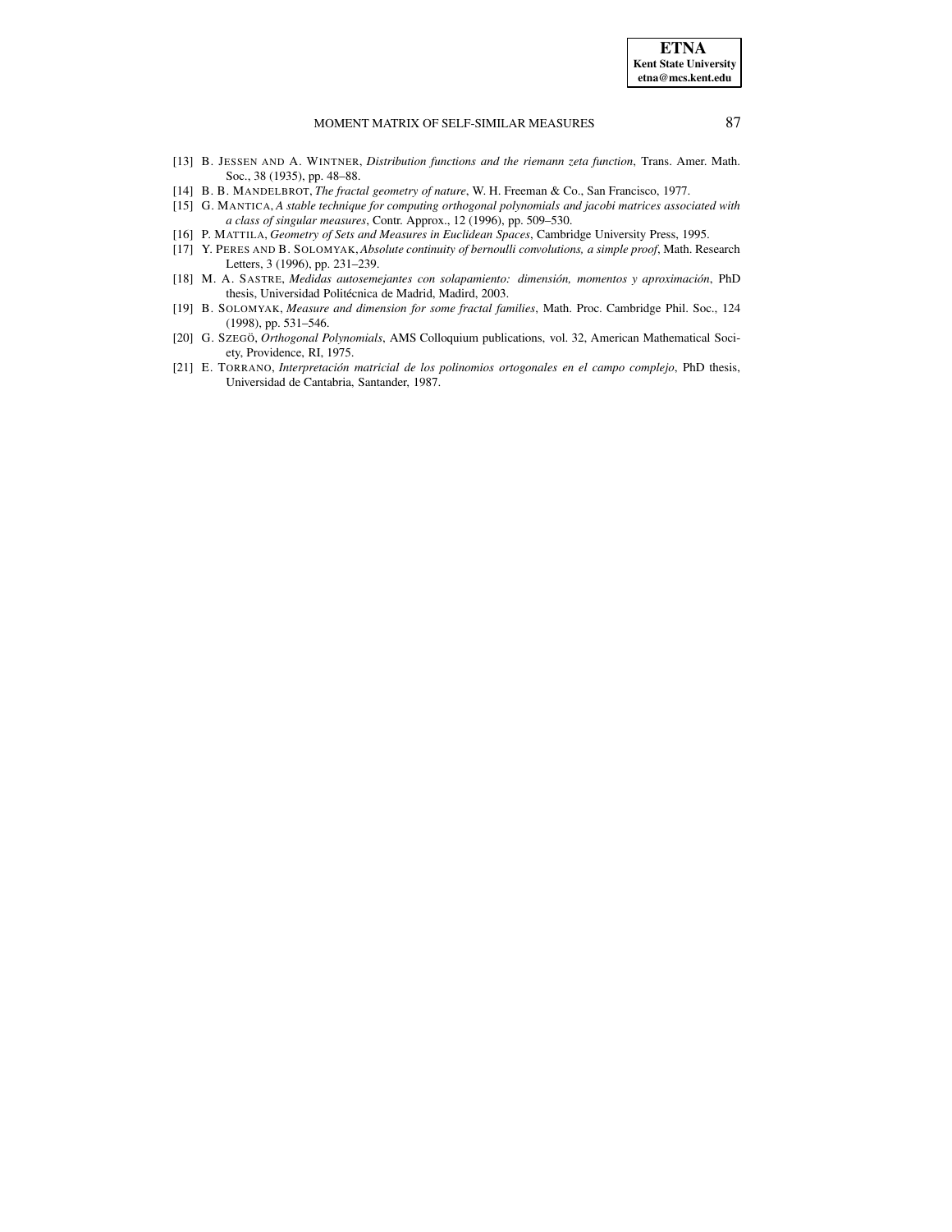[13] B. Jessen and A. Wintner, *Distribution functions and the riemann zeta function*, Trans. Amer. Math. Soc., 38 (1935), pp. 48–88.

[14] B. B. Mandelbrot, *The fractal geometry of nature*, W. H. Freeman & Co., San Francisco, 1977.

[15] G. Mantica, *A stable technique for computing orthogonal polynomials and jacobi matrices associated with a class of singular measures*, Contr. Approx., 12 (1996), pp. 509–530.

[16] P. Mattila, *Geometry of Sets and Measures in Euclidean Spaces*, Cambridge University Press, 1995.

[17] Y. Peres and B. Solomyak, *Absolute continuity of bernoulli convolutions, a simple proof*, Math. Research Letters, 3 (1996), pp. 231–239.

[18] M. A. Sastre, *Medidas autosemejantes con solapamiento: dimensión, momentos y aproximación*, PhD thesis, Universidad Politécnica de Madrid, Madird, 2003.

[19] B. Solomyak, *Measure and dimension for some fractal families*, Math. Proc. Cambridge Phil. Soc., 124 (1998), pp. 531–546.

[20] G. Szegö, *Orthogonal Polynomials*, AMS Colloquium publications, vol. 32, American Mathematical Society, Providence, RI, 1975.

[21] E. Torrano, *Interpretación matricial de los polinomios ortogonales en el campo complejo*, PhD thesis, Universidad de Cantabria, Santander, 1987.